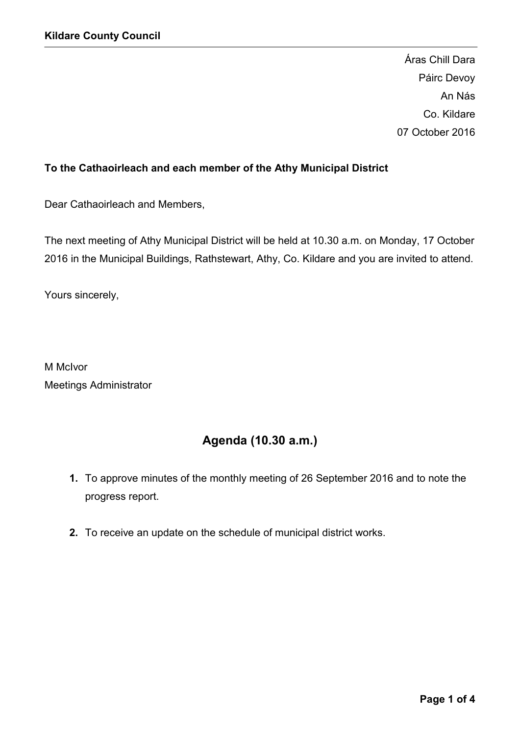**Kildare County Council**

Áras Chill Dara
Páirc Devoy
An Nás
Co. Kildare
07 October 2016

**To the Cathaoirleach and each member of the Athy Municipal District**

Dear Cathaoirleach and Members,

The next meeting of Athy Municipal District will be held at 10.30 a.m. on Monday, 17 October 2016 in the Municipal Buildings, Rathstewart, Athy, Co. Kildare and you are invited to attend.

Yours sincerely,

M McIvor
Meetings Administrator

## Agenda (10.30 a.m.)

1. To approve minutes of the monthly meeting of 26 September 2016 and to note the progress report.

2. To receive an update on the schedule of municipal district works.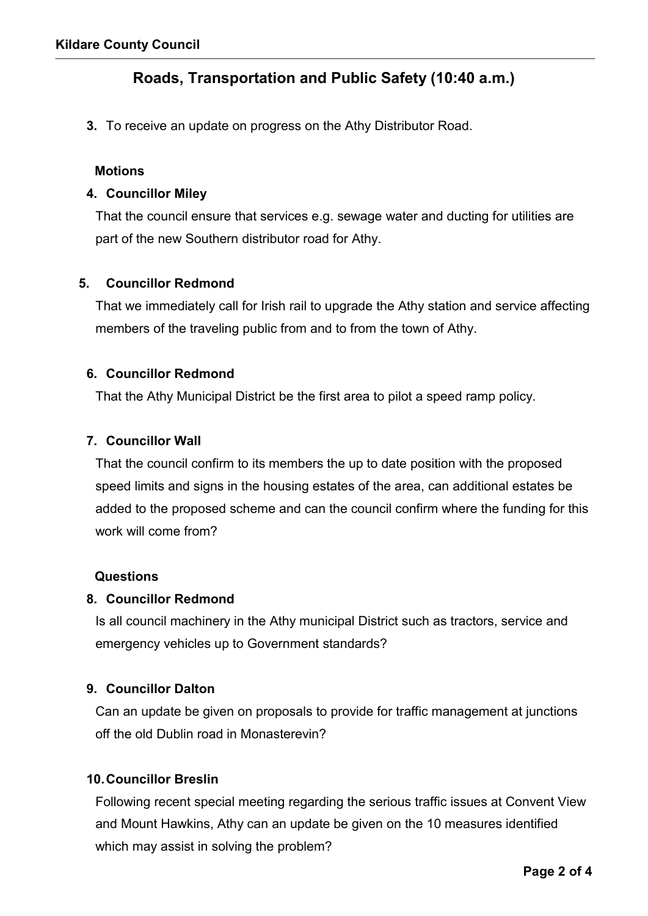## Roads, Transportation and Public Safety (10:40 a.m.)

3. To receive an update on progress on the Athy Distributor Road.

**Motions**

4. **Councillor Miley**

   That the council ensure that services e.g. sewage water and ducting for utilities are part of the new Southern distributor road for Athy.

5. **Councillor Redmond**

   That we immediately call for Irish rail to upgrade the Athy station and service affecting members of the traveling public from and to from the town of Athy.

6. **Councillor Redmond**

   That the Athy Municipal District be the first area to pilot a speed ramp policy.

7. **Councillor Wall**

   That the council confirm to its members the up to date position with the proposed speed limits and signs in the housing estates of the area, can additional estates be added to the proposed scheme and can the council confirm where the funding for this work will come from?

**Questions**

8. **Councillor Redmond**

   Is all council machinery in the Athy municipal District such as tractors, service and emergency vehicles up to Government standards?

9. **Councillor Dalton**

   Can an update be given on proposals to provide for traffic management at junctions off the old Dublin road in Monasterevin?

10. **Councillor Breslin**

    Following recent special meeting regarding the serious traffic issues at Convent View and Mount Hawkins, Athy can an update be given on the 10 measures identified which may assist in solving the problem?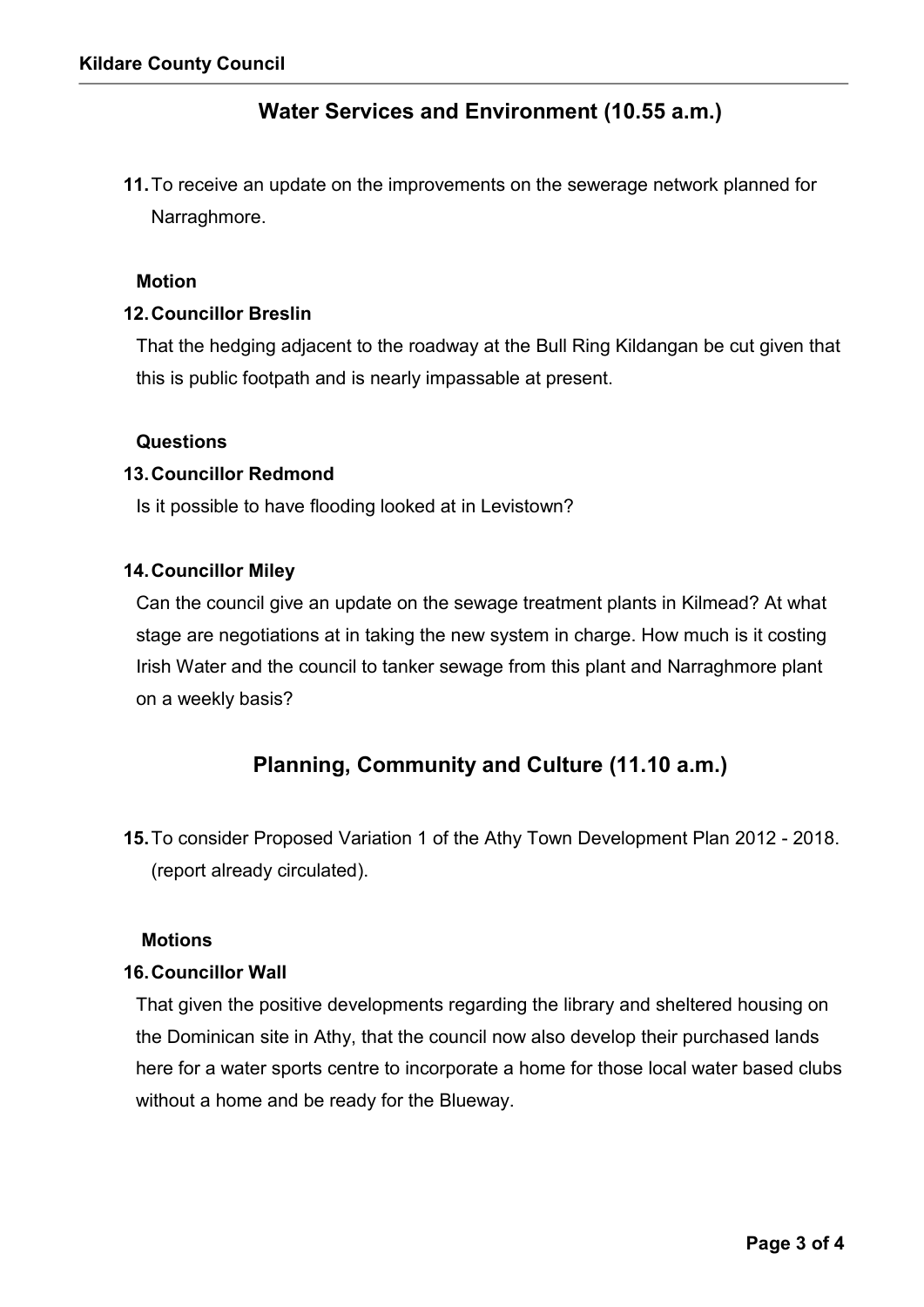## Water Services and Environment (10.55 a.m.)

**11.** To receive an update on the improvements on the sewerage network planned for Narraghmore.

**Motion**

**12. Councillor Breslin**

That the hedging adjacent to the roadway at the Bull Ring Kildangan be cut given that this is public footpath and is nearly impassable at present.

**Questions**

**13. Councillor Redmond**

Is it possible to have flooding looked at in Levistown?

**14. Councillor Miley**

Can the council give an update on the sewage treatment plants in Kilmead? At what stage are negotiations at in taking the new system in charge. How much is it costing Irish Water and the council to tanker sewage from this plant and Narraghmore plant on a weekly basis?

## Planning, Community and Culture (11.10 a.m.)

**15.** To consider Proposed Variation 1 of the Athy Town Development Plan 2012 - 2018. (report already circulated).

**Motions**

**16. Councillor Wall**

That given the positive developments regarding the library and sheltered housing on the Dominican site in Athy, that the council now also develop their purchased lands here for a water sports centre to incorporate a home for those local water based clubs without a home and be ready for the Blueway.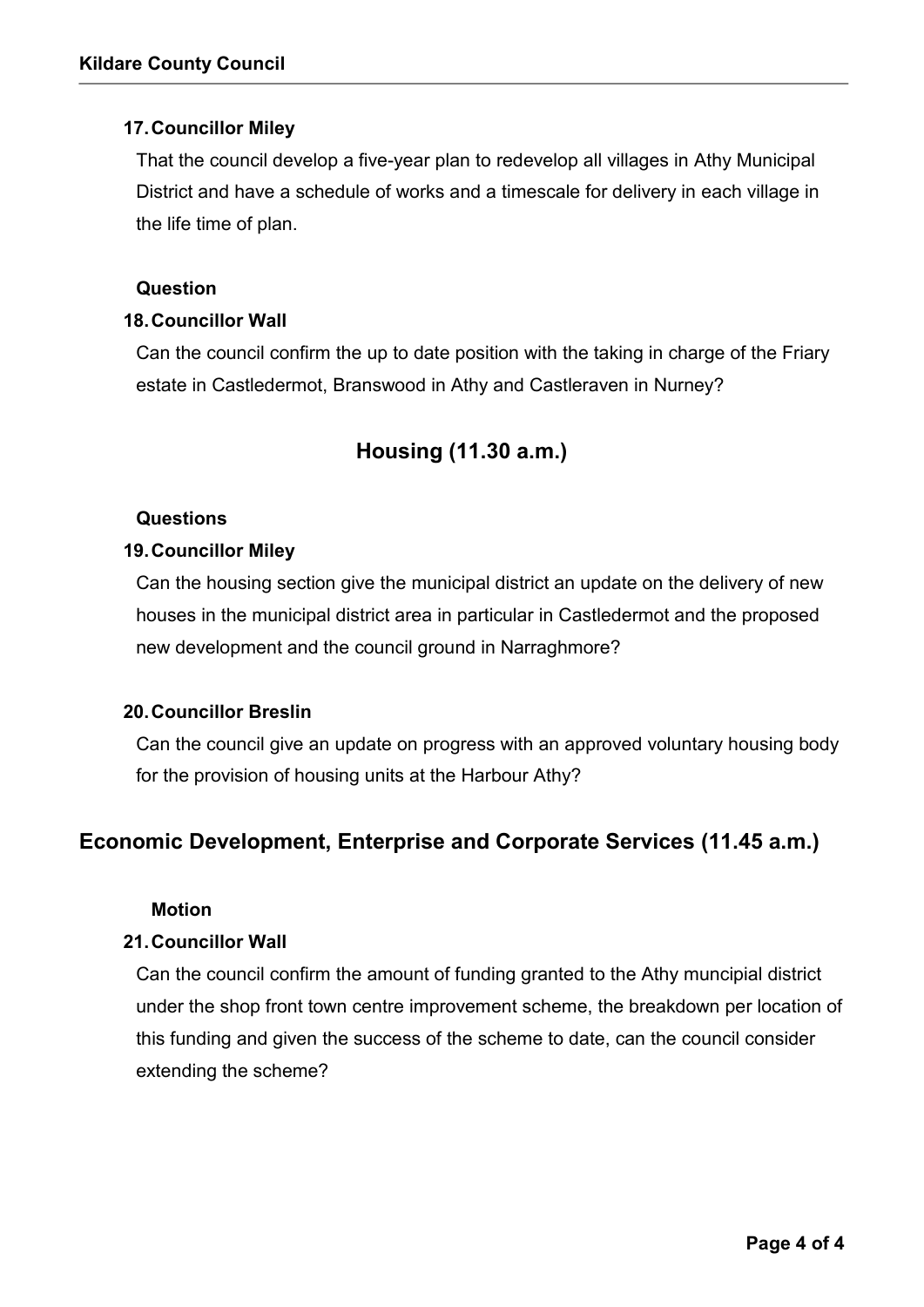**17. Councillor Miley**

That the council develop a five-year plan to redevelop all villages in Athy Municipal District and have a schedule of works and a timescale for delivery in each village in the life time of plan.

**Question**

**18. Councillor Wall**

Can the council confirm the up to date position with the taking in charge of the Friary estate in Castledermot, Branswood in Athy and Castleraven in Nurney?

## Housing (11.30 a.m.)

**Questions**

**19. Councillor Miley**

Can the housing section give the municipal district an update on the delivery of new houses in the municipal district area in particular in Castledermot and the proposed new development and the council ground in Narraghmore?

**20. Councillor Breslin**

Can the council give an update on progress with an approved voluntary housing body for the provision of housing units at the Harbour Athy?

## Economic Development, Enterprise and Corporate Services (11.45 a.m.)

**Motion**

**21. Councillor Wall**

Can the council confirm the amount of funding granted to the Athy muncipial district under the shop front town centre improvement scheme, the breakdown per location of this funding and given the success of the scheme to date, can the council consider extending the scheme?